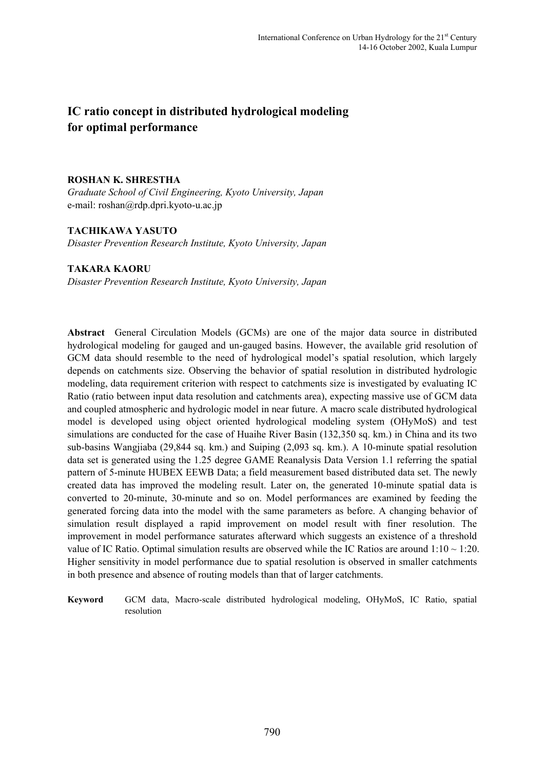# IC ratio concept in distributed hydrological modeling for optimal performance

**ROSHAN K. SHRESTHA**
*Graduate School of Civil Engineering, Kyoto University, Japan*
e-mail: roshan@rdp.dpri.kyoto-u.ac.jp

**TACHIKAWA YASUTO**
*Disaster Prevention Research Institute, Kyoto University, Japan*

**TAKARA KAORU**
*Disaster Prevention Research Institute, Kyoto University, Japan*

**Abstract** General Circulation Models (GCMs) are one of the major data source in distributed hydrological modeling for gauged and un-gauged basins. However, the available grid resolution of GCM data should resemble to the need of hydrological model's spatial resolution, which largely depends on catchments size. Observing the behavior of spatial resolution in distributed hydrologic modeling, data requirement criterion with respect to catchments size is investigated by evaluating IC Ratio (ratio between input data resolution and catchments area), expecting massive use of GCM data and coupled atmospheric and hydrologic model in near future. A macro scale distributed hydrological model is developed using object oriented hydrological modeling system (OHyMoS) and test simulations are conducted for the case of Huaihe River Basin (132,350 sq. km.) in China and its two sub-basins Wangjiaba (29,844 sq. km.) and Suiping (2,093 sq. km.). A 10-minute spatial resolution data set is generated using the 1.25 degree GAME Reanalysis Data Version 1.1 referring the spatial pattern of 5-minute HUBEX EEWB Data; a field measurement based distributed data set. The newly created data has improved the modeling result. Later on, the generated 10-minute spatial data is converted to 20-minute, 30-minute and so on. Model performances are examined by feeding the generated forcing data into the model with the same parameters as before. A changing behavior of simulation result displayed a rapid improvement on model result with finer resolution. The improvement in model performance saturates afterward which suggests an existence of a threshold value of IC Ratio. Optimal simulation results are observed while the IC Ratios are around 1:10 ~ 1:20. Higher sensitivity in model performance due to spatial resolution is observed in smaller catchments in both presence and absence of routing models than that of larger catchments.

**Keyword** GCM data, Macro-scale distributed hydrological modeling, OHyMoS, IC Ratio, spatial resolution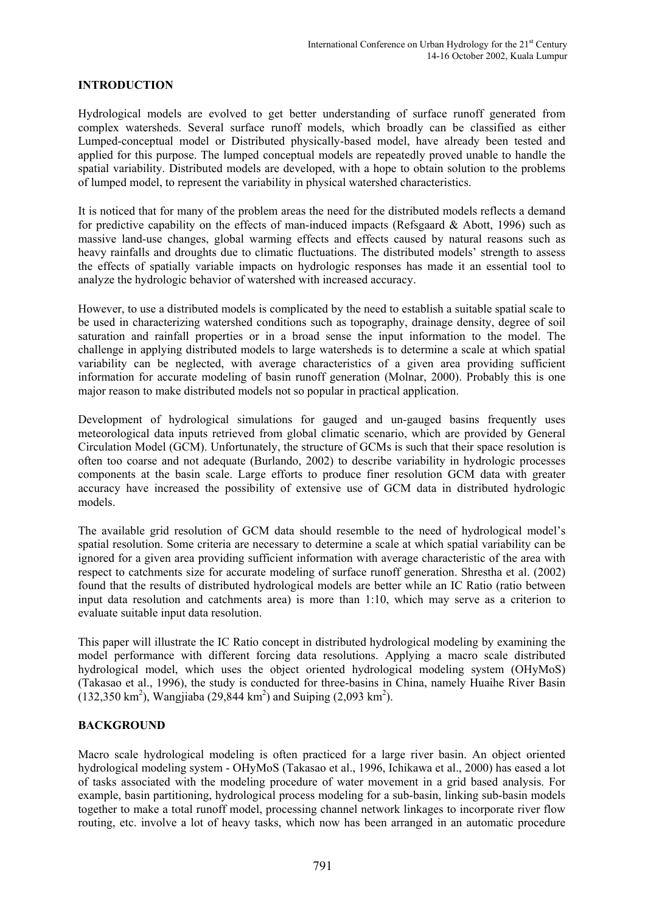## INTRODUCTION

Hydrological models are evolved to get better understanding of surface runoff generated from complex watersheds. Several surface runoff models, which broadly can be classified as either Lumped-conceptual model or Distributed physically-based model, have already been tested and applied for this purpose. The lumped conceptual models are repeatedly proved unable to handle the spatial variability. Distributed models are developed, with a hope to obtain solution to the problems of lumped model, to represent the variability in physical watershed characteristics.

It is noticed that for many of the problem areas the need for the distributed models reflects a demand for predictive capability on the effects of man-induced impacts (Refsgaard & Abott, 1996) such as massive land-use changes, global warming effects and effects caused by natural reasons such as heavy rainfalls and droughts due to climatic fluctuations. The distributed models' strength to assess the effects of spatially variable impacts on hydrologic responses has made it an essential tool to analyze the hydrologic behavior of watershed with increased accuracy.

However, to use a distributed models is complicated by the need to establish a suitable spatial scale to be used in characterizing watershed conditions such as topography, drainage density, degree of soil saturation and rainfall properties or in a broad sense the input information to the model. The challenge in applying distributed models to large watersheds is to determine a scale at which spatial variability can be neglected, with average characteristics of a given area providing sufficient information for accurate modeling of basin runoff generation (Molnar, 2000). Probably this is one major reason to make distributed models not so popular in practical application.

Development of hydrological simulations for gauged and un-gauged basins frequently uses meteorological data inputs retrieved from global climatic scenario, which are provided by General Circulation Model (GCM). Unfortunately, the structure of GCMs is such that their space resolution is often too coarse and not adequate (Burlando, 2002) to describe variability in hydrologic processes components at the basin scale. Large efforts to produce finer resolution GCM data with greater accuracy have increased the possibility of extensive use of GCM data in distributed hydrologic models.

The available grid resolution of GCM data should resemble to the need of hydrological model's spatial resolution. Some criteria are necessary to determine a scale at which spatial variability can be ignored for a given area providing sufficient information with average characteristic of the area with respect to catchments size for accurate modeling of surface runoff generation. Shrestha et al. (2002) found that the results of distributed hydrological models are better while an IC Ratio (ratio between input data resolution and catchments area) is more than 1:10, which may serve as a criterion to evaluate suitable input data resolution.

This paper will illustrate the IC Ratio concept in distributed hydrological modeling by examining the model performance with different forcing data resolutions. Applying a macro scale distributed hydrological model, which uses the object oriented hydrological modeling system (OHyMoS) (Takasao et al., 1996), the study is conducted for three-basins in China, namely Huaihe River Basin (132,350 km$^2$), Wangjiaba (29,844 km$^2$) and Suiping (2,093 km$^2$).

## BACKGROUND

Macro scale hydrological modeling is often practiced for a large river basin. An object oriented hydrological modeling system - OHyMoS (Takasao et al., 1996, Ichikawa et al., 2000) has eased a lot of tasks associated with the modeling procedure of water movement in a grid based analysis. For example, basin partitioning, hydrological process modeling for a sub-basin, linking sub-basin models together to make a total runoff model, processing channel network linkages to incorporate river flow routing, etc. involve a lot of heavy tasks, which now has been arranged in an automatic procedure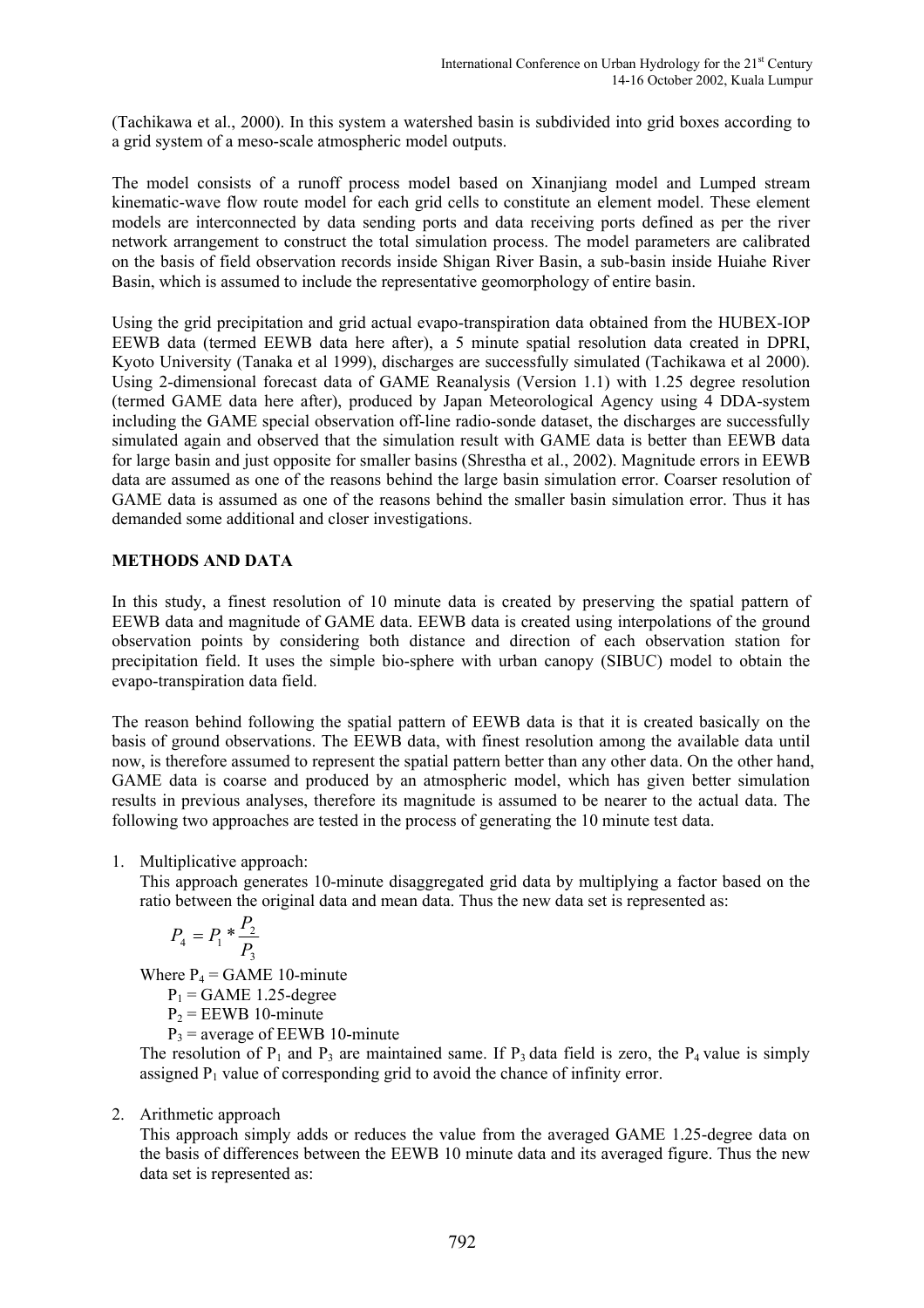(Tachikawa et al., 2000). In this system a watershed basin is subdivided into grid boxes according to a grid system of a meso-scale atmospheric model outputs.

The model consists of a runoff process model based on Xinanjiang model and Lumped stream kinematic-wave flow route model for each grid cells to constitute an element model. These element models are interconnected by data sending ports and data receiving ports defined as per the river network arrangement to construct the total simulation process. The model parameters are calibrated on the basis of field observation records inside Shigan River Basin, a sub-basin inside Huiahe River Basin, which is assumed to include the representative geomorphology of entire basin.

Using the grid precipitation and grid actual evapo-transpiration data obtained from the HUBEX-IOP EEWB data (termed EEWB data here after), a 5 minute spatial resolution data created in DPRI, Kyoto University (Tanaka et al 1999), discharges are successfully simulated (Tachikawa et al 2000). Using 2-dimensional forecast data of GAME Reanalysis (Version 1.1) with 1.25 degree resolution (termed GAME data here after), produced by Japan Meteorological Agency using 4 DDA-system including the GAME special observation off-line radio-sonde dataset, the discharges are successfully simulated again and observed that the simulation result with GAME data is better than EEWB data for large basin and just opposite for smaller basins (Shrestha et al., 2002). Magnitude errors in EEWB data are assumed as one of the reasons behind the large basin simulation error. Coarser resolution of GAME data is assumed as one of the reasons behind the smaller basin simulation error. Thus it has demanded some additional and closer investigations.

## METHODS AND DATA

In this study, a finest resolution of 10 minute data is created by preserving the spatial pattern of EEWB data and magnitude of GAME data. EEWB data is created using interpolations of the ground observation points by considering both distance and direction of each observation station for precipitation field. It uses the simple bio-sphere with urban canopy (SIBUC) model to obtain the evapo-transpiration data field.

The reason behind following the spatial pattern of EEWB data is that it is created basically on the basis of ground observations. The EEWB data, with finest resolution among the available data until now, is therefore assumed to represent the spatial pattern better than any other data. On the other hand, GAME data is coarse and produced by an atmospheric model, which has given better simulation results in previous analyses, therefore its magnitude is assumed to be nearer to the actual data. The following two approaches are tested in the process of generating the 10 minute test data.

1. Multiplicative approach:
   This approach generates 10-minute disaggregated grid data by multiplying a factor based on the ratio between the original data and mean data. Thus the new data set is represented as:

   $$P_4 = P_1 * \frac{P_2}{P_3}$$

   Where $P_4$ = GAME 10-minute
   $P_1$ = GAME 1.25-degree
   $P_2$ = EEWB 10-minute
   $P_3$ = average of EEWB 10-minute

   The resolution of $P_1$ and $P_3$ are maintained same. If $P_3$ data field is zero, the $P_4$ value is simply assigned $P_1$ value of corresponding grid to avoid the chance of infinity error.

2. Arithmetic approach
   This approach simply adds or reduces the value from the averaged GAME 1.25-degree data on the basis of differences between the EEWB 10 minute data and its averaged figure. Thus the new data set is represented as: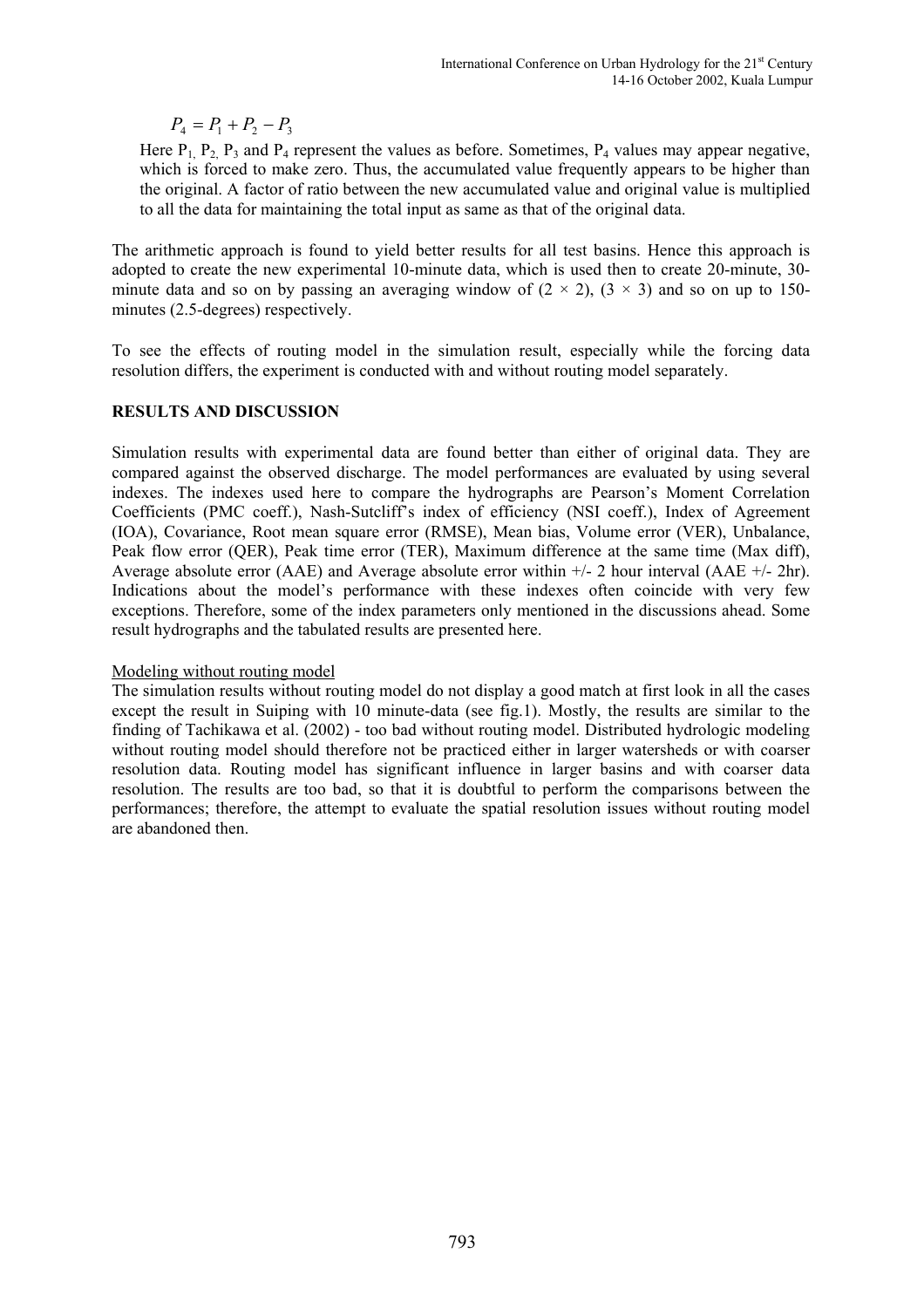$$P_4 = P_1 + P_2 - P_3$$

Here $P_1$, $P_2$, $P_3$ and $P_4$ represent the values as before. Sometimes, $P_4$ values may appear negative, which is forced to make zero. Thus, the accumulated value frequently appears to be higher than the original. A factor of ratio between the new accumulated value and original value is multiplied to all the data for maintaining the total input as same as that of the original data.

The arithmetic approach is found to yield better results for all test basins. Hence this approach is adopted to create the new experimental 10-minute data, which is used then to create 20-minute, 30-minute data and so on by passing an averaging window of $(2 \times 2)$, $(3 \times 3)$ and so on up to 150-minutes (2.5-degrees) respectively.

To see the effects of routing model in the simulation result, especially while the forcing data resolution differs, the experiment is conducted with and without routing model separately.

## RESULTS AND DISCUSSION

Simulation results with experimental data are found better than either of original data. They are compared against the observed discharge. The model performances are evaluated by using several indexes. The indexes used here to compare the hydrographs are Pearson's Moment Correlation Coefficients (PMC coeff.), Nash-Sutcliff's index of efficiency (NSI coeff.), Index of Agreement (IOA), Covariance, Root mean square error (RMSE), Mean bias, Volume error (VER), Unbalance, Peak flow error (QER), Peak time error (TER), Maximum difference at the same time (Max diff), Average absolute error (AAE) and Average absolute error within +/- 2 hour interval (AAE +/- 2hr). Indications about the model's performance with these indexes often coincide with very few exceptions. Therefore, some of the index parameters only mentioned in the discussions ahead. Some result hydrographs and the tabulated results are presented here.

### Modeling without routing model

The simulation results without routing model do not display a good match at first look in all the cases except the result in Suiping with 10 minute-data (see fig.1). Mostly, the results are similar to the finding of Tachikawa et al. (2002) - too bad without routing model. Distributed hydrologic modeling without routing model should therefore not be practiced either in larger watersheds or with coarser resolution data. Routing model has significant influence in larger basins and with coarser data resolution. The results are too bad, so that it is doubtful to perform the comparisons between the performances; therefore, the attempt to evaluate the spatial resolution issues without routing model are abandoned then.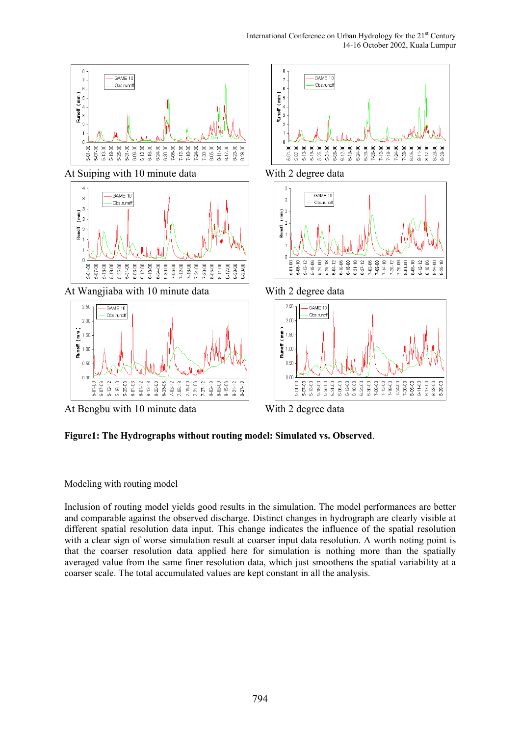At Suiping with 10 minute data

With 2 degree data

At Wangjiaba with 10 minute data

With 2 degree data

At Bengbu with 10 minute data

With 2 degree data

**Figure1: The Hydrographs without routing model: Simulated vs. Observed**.

Modeling with routing model

Inclusion of routing model yields good results in the simulation. The model performances are better and comparable against the observed discharge. Distinct changes in hydrograph are clearly visible at different spatial resolution data input. This change indicates the influence of the spatial resolution with a clear sign of worse simulation result at coarser input data resolution. A worth noting point is that the coarser resolution data applied here for simulation is nothing more than the spatially averaged value from the same finer resolution data, which just smoothens the spatial variability at a coarser scale. The total accumulated values are kept constant in all the analysis.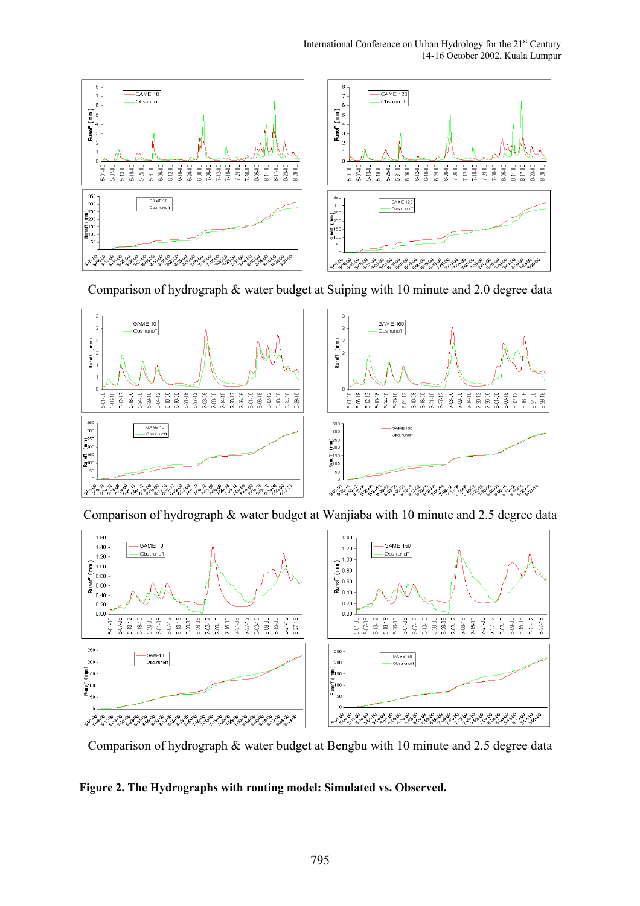Comparison of hydrograph & water budget at Suiping with 10 minute and 2.0 degree data

Comparison of hydrograph & water budget at Wanjiaba with 10 minute and 2.5 degree data

Comparison of hydrograph & water budget at Bengbu with 10 minute and 2.5 degree data

**Figure 2. The Hydrographs with routing model: Simulated vs. Observed.**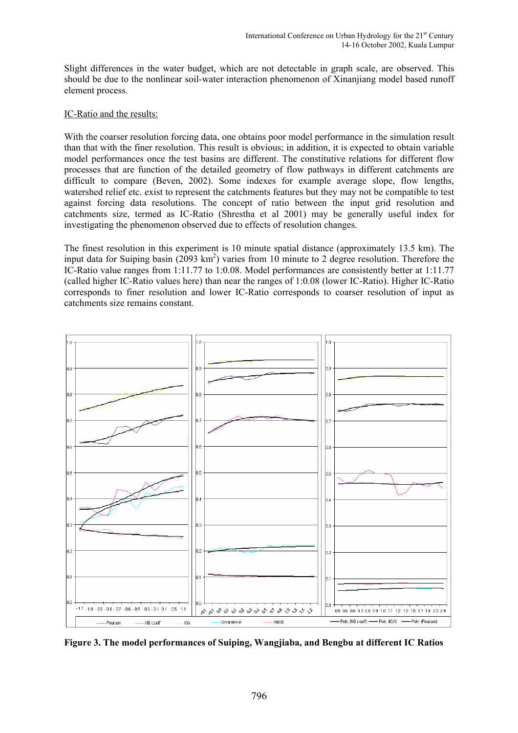Slight differences in the water budget, which are not detectable in graph scale, are observed. This should be due to the nonlinear soil-water interaction phenomenon of Xinanjiang model based runoff element process.

<u>IC-Ratio and the results:</u>

With the coarser resolution forcing data, one obtains poor model performance in the simulation result than that with the finer resolution. This result is obvious; in addition, it is expected to obtain variable model performances once the test basins are different. The constitutive relations for different flow processes that are function of the detailed geometry of flow pathways in different catchments are difficult to compare (Beven, 2002). Some indexes for example average slope, flow lengths, watershed relief etc. exist to represent the catchments features but they may not be compatible to test against forcing data resolutions. The concept of ratio between the input grid resolution and catchments size, termed as IC-Ratio (Shrestha et al 2001) may be generally useful index for investigating the phenomenon observed due to effects of resolution changes.

The finest resolution in this experiment is 10 minute spatial distance (approximately 13.5 km). The input data for Suiping basin (2093 km$^2$) varies from 10 minute to 2 degree resolution. Therefore the IC-Ratio value ranges from 1:11.77 to 1:0.08. Model performances are consistently better at 1:11.77 (called higher IC-Ratio values here) than near the ranges of 1:0.08 (lower IC-Ratio). Higher IC-Ratio corresponds to finer resolution and lower IC-Ratio corresponds to coarser resolution of input as catchments size remains constant.

**Figure 3. The model performances of Suiping, Wangjiaba, and Bengbu at different IC Ratios**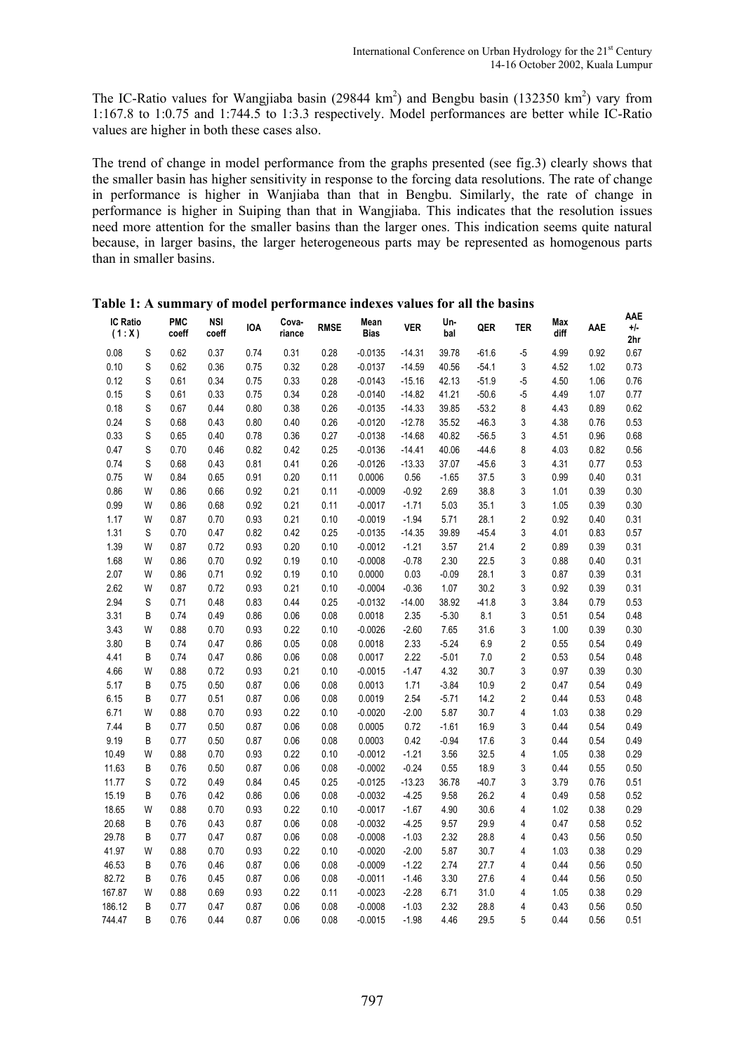The IC-Ratio values for Wangjiaba basin (29844 km$^2$) and Bengbu basin (132350 km$^2$) vary from 1:167.8 to 1:0.75 and 1:744.5 to 1:3.3 respectively. Model performances are better while IC-Ratio values are higher in both these cases also.

The trend of change in model performance from the graphs presented (see fig.3) clearly shows that the smaller basin has higher sensitivity in response to the forcing data resolutions. The rate of change in performance is higher in Wanjiaba than that in Bengbu. Similarly, the rate of change in performance is higher in Suiping than that in Wangjiaba. This indicates that the resolution issues need more attention for the smaller basins than the larger ones. This indication seems quite natural because, in larger basins, the larger heterogeneous parts may be represented as homogenous parts than in smaller basins.

**Table 1: A summary of model performance indexes values for all the basins**

| IC Ratio (1 : X) | | PMC coeff | NSI coeff | IOA | Cova-riance | RMSE | Mean Bias | VER | Un-bal | QER | TER | Max diff | AAE | AAE +/- 2hr |
|---|---|---|---|---|---|---|---|---|---|---|---|---|---|---|
| 0.08 | S | 0.62 | 0.37 | 0.74 | 0.31 | 0.28 | -0.0135 | -14.31 | 39.78 | -61.6 | -5 | 4.99 | 0.92 | 0.67 |
| 0.10 | S | 0.62 | 0.36 | 0.75 | 0.32 | 0.28 | -0.0137 | -14.59 | 40.56 | -54.1 | 3 | 4.52 | 1.02 | 0.73 |
| 0.12 | S | 0.61 | 0.34 | 0.75 | 0.33 | 0.28 | -0.0143 | -15.16 | 42.13 | -51.9 | -5 | 4.50 | 1.06 | 0.76 |
| 0.15 | S | 0.61 | 0.33 | 0.75 | 0.34 | 0.28 | -0.0140 | -14.82 | 41.21 | -50.6 | -5 | 4.49 | 1.07 | 0.77 |
| 0.18 | S | 0.67 | 0.44 | 0.80 | 0.38 | 0.26 | -0.0135 | -14.33 | 39.85 | -53.2 | 8 | 4.43 | 0.89 | 0.62 |
| 0.24 | S | 0.68 | 0.43 | 0.80 | 0.40 | 0.26 | -0.0120 | -12.78 | 35.52 | -46.3 | 3 | 4.38 | 0.76 | 0.53 |
| 0.33 | S | 0.65 | 0.40 | 0.78 | 0.36 | 0.27 | -0.0138 | -14.68 | 40.82 | -56.5 | 3 | 4.51 | 0.96 | 0.68 |
| 0.47 | S | 0.70 | 0.46 | 0.82 | 0.42 | 0.25 | -0.0136 | -14.41 | 40.06 | -44.6 | 8 | 4.03 | 0.82 | 0.56 |
| 0.74 | S | 0.68 | 0.43 | 0.81 | 0.41 | 0.26 | -0.0126 | -13.33 | 37.07 | -45.6 | 3 | 4.31 | 0.77 | 0.53 |
| 0.75 | W | 0.84 | 0.65 | 0.91 | 0.20 | 0.11 | 0.0006 | 0.56 | -1.65 | 37.5 | 3 | 0.99 | 0.40 | 0.31 |
| 0.86 | W | 0.86 | 0.66 | 0.92 | 0.21 | 0.11 | -0.0009 | -0.92 | 2.69 | 38.8 | 3 | 1.01 | 0.39 | 0.30 |
| 0.99 | W | 0.86 | 0.68 | 0.92 | 0.21 | 0.11 | -0.0017 | -1.71 | 5.03 | 35.1 | 3 | 1.05 | 0.39 | 0.30 |
| 1.17 | W | 0.87 | 0.70 | 0.93 | 0.21 | 0.10 | -0.0019 | -1.94 | 5.71 | 28.1 | 2 | 0.92 | 0.40 | 0.31 |
| 1.31 | S | 0.70 | 0.47 | 0.82 | 0.42 | 0.25 | -0.0135 | -14.35 | 39.89 | -45.4 | 3 | 4.01 | 0.83 | 0.57 |
| 1.39 | W | 0.87 | 0.72 | 0.93 | 0.20 | 0.10 | -0.0012 | -1.21 | 3.57 | 21.4 | 2 | 0.89 | 0.39 | 0.31 |
| 1.68 | W | 0.86 | 0.70 | 0.92 | 0.19 | 0.10 | -0.0008 | -0.78 | 2.30 | 22.5 | 3 | 0.88 | 0.40 | 0.31 |
| 2.07 | W | 0.86 | 0.71 | 0.92 | 0.19 | 0.10 | 0.0000 | 0.03 | -0.09 | 28.1 | 3 | 0.87 | 0.39 | 0.31 |
| 2.62 | W | 0.87 | 0.72 | 0.93 | 0.21 | 0.10 | -0.0004 | -0.36 | 1.07 | 30.2 | 3 | 0.92 | 0.39 | 0.31 |
| 2.94 | S | 0.71 | 0.48 | 0.83 | 0.44 | 0.25 | -0.0132 | -14.00 | 38.92 | -41.8 | 3 | 3.84 | 0.79 | 0.53 |
| 3.31 | B | 0.74 | 0.49 | 0.86 | 0.06 | 0.08 | 0.0018 | 2.35 | -5.30 | 8.1 | 3 | 0.51 | 0.54 | 0.48 |
| 3.43 | W | 0.88 | 0.70 | 0.93 | 0.22 | 0.10 | -0.0026 | -2.60 | 7.65 | 31.6 | 3 | 1.00 | 0.39 | 0.30 |
| 3.80 | B | 0.74 | 0.47 | 0.86 | 0.05 | 0.08 | 0.0018 | 2.33 | -5.24 | 6.9 | 2 | 0.55 | 0.54 | 0.49 |
| 4.41 | B | 0.74 | 0.47 | 0.86 | 0.06 | 0.08 | 0.0017 | 2.22 | -5.01 | 7.0 | 2 | 0.53 | 0.54 | 0.48 |
| 4.66 | W | 0.88 | 0.72 | 0.93 | 0.21 | 0.10 | -0.0015 | -1.47 | 4.32 | 30.7 | 3 | 0.97 | 0.39 | 0.30 |
| 5.17 | B | 0.75 | 0.50 | 0.87 | 0.06 | 0.08 | 0.0013 | 1.71 | -3.84 | 10.9 | 2 | 0.47 | 0.54 | 0.49 |
| 6.15 | B | 0.77 | 0.51 | 0.87 | 0.06 | 0.08 | 0.0019 | 2.54 | -5.71 | 14.2 | 2 | 0.44 | 0.53 | 0.48 |
| 6.71 | W | 0.88 | 0.70 | 0.93 | 0.22 | 0.10 | -0.0020 | -2.00 | 5.87 | 30.7 | 4 | 1.03 | 0.38 | 0.29 |
| 7.44 | B | 0.77 | 0.50 | 0.87 | 0.06 | 0.08 | 0.0005 | 0.72 | -1.61 | 16.9 | 3 | 0.44 | 0.54 | 0.49 |
| 9.19 | B | 0.77 | 0.50 | 0.87 | 0.06 | 0.08 | 0.0003 | 0.42 | -0.94 | 17.6 | 3 | 0.44 | 0.54 | 0.49 |
| 10.49 | W | 0.88 | 0.70 | 0.93 | 0.22 | 0.10 | -0.0012 | -1.21 | 3.56 | 32.5 | 4 | 1.05 | 0.38 | 0.29 |
| 11.63 | B | 0.76 | 0.50 | 0.87 | 0.06 | 0.08 | -0.0002 | -0.24 | 0.55 | 18.9 | 3 | 0.44 | 0.55 | 0.50 |
| 11.77 | S | 0.72 | 0.49 | 0.84 | 0.45 | 0.25 | -0.0125 | -13.23 | 36.78 | -40.7 | 3 | 3.79 | 0.76 | 0.51 |
| 15.19 | B | 0.76 | 0.42 | 0.86 | 0.06 | 0.08 | -0.0032 | -4.25 | 9.58 | 26.2 | 4 | 0.49 | 0.58 | 0.52 |
| 18.65 | W | 0.88 | 0.70 | 0.93 | 0.22 | 0.10 | -0.0017 | -1.67 | 4.90 | 30.6 | 4 | 1.02 | 0.38 | 0.29 |
| 20.68 | B | 0.76 | 0.43 | 0.87 | 0.06 | 0.08 | -0.0032 | -4.25 | 9.57 | 29.9 | 4 | 0.47 | 0.58 | 0.52 |
| 29.78 | B | 0.77 | 0.47 | 0.87 | 0.06 | 0.08 | -0.0008 | -1.03 | 2.32 | 28.8 | 4 | 0.43 | 0.56 | 0.50 |
| 41.97 | W | 0.88 | 0.70 | 0.93 | 0.22 | 0.10 | -0.0020 | -2.00 | 5.87 | 30.7 | 4 | 1.03 | 0.38 | 0.29 |
| 46.53 | B | 0.76 | 0.46 | 0.87 | 0.06 | 0.08 | -0.0009 | -1.22 | 2.74 | 27.7 | 4 | 0.44 | 0.56 | 0.50 |
| 82.72 | B | 0.76 | 0.45 | 0.87 | 0.06 | 0.08 | -0.0011 | -1.46 | 3.30 | 27.6 | 4 | 0.44 | 0.56 | 0.50 |
| 167.87 | W | 0.88 | 0.69 | 0.93 | 0.22 | 0.11 | -0.0023 | -2.28 | 6.71 | 31.0 | 4 | 1.05 | 0.38 | 0.29 |
| 186.12 | B | 0.77 | 0.47 | 0.87 | 0.06 | 0.08 | -0.0008 | -1.03 | 2.32 | 28.8 | 4 | 0.43 | 0.56 | 0.50 |
| 744.47 | B | 0.76 | 0.44 | 0.87 | 0.06 | 0.08 | -0.0015 | -1.98 | 4.46 | 29.5 | 5 | 0.44 | 0.56 | 0.51 |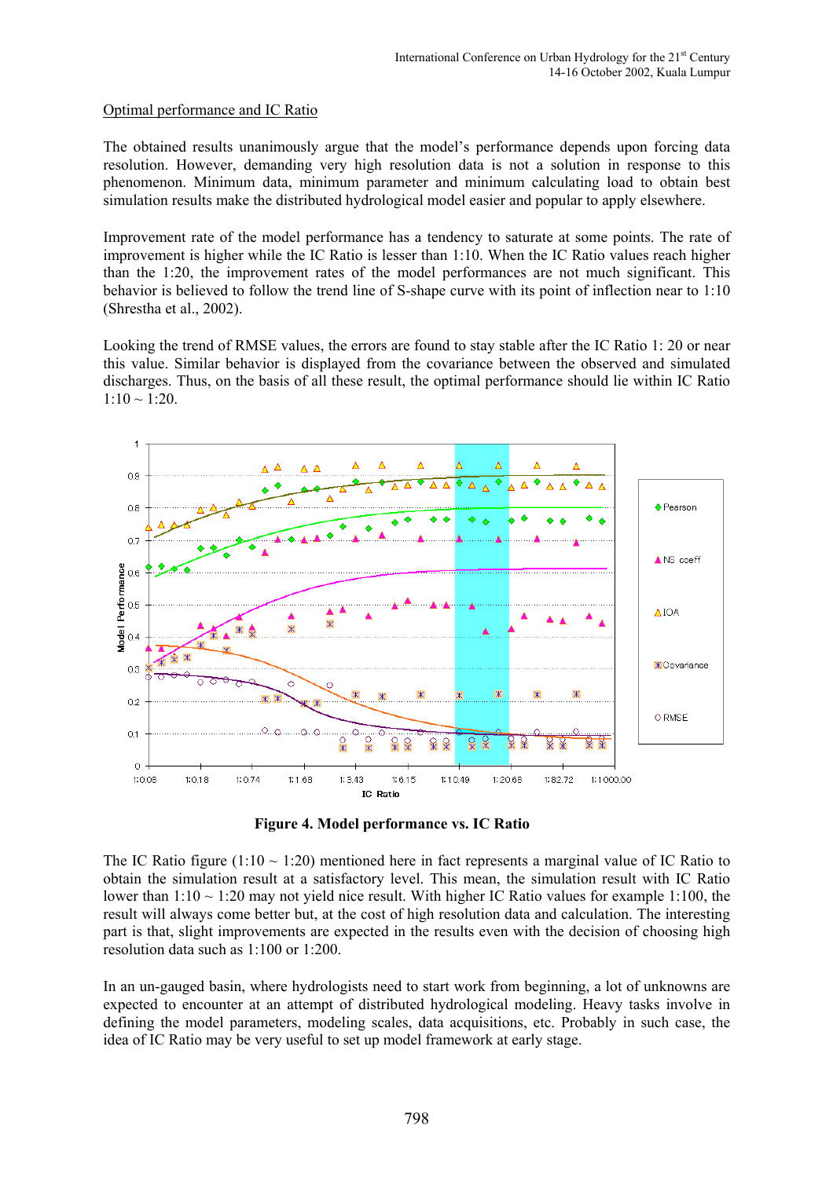Optimal performance and IC Ratio

The obtained results unanimously argue that the model's performance depends upon forcing data resolution. However, demanding very high resolution data is not a solution in response to this phenomenon. Minimum data, minimum parameter and minimum calculating load to obtain best simulation results make the distributed hydrological model easier and popular to apply elsewhere.

Improvement rate of the model performance has a tendency to saturate at some points. The rate of improvement is higher while the IC Ratio is lesser than 1:10. When the IC Ratio values reach higher than the 1:20, the improvement rates of the model performances are not much significant. This behavior is believed to follow the trend line of S-shape curve with its point of inflection near to 1:10 (Shrestha et al., 2002).

Looking the trend of RMSE values, the errors are found to stay stable after the IC Ratio 1: 20 or near this value. Similar behavior is displayed from the covariance between the observed and simulated discharges. Thus, on the basis of all these result, the optimal performance should lie within IC Ratio 1:10 ~ 1:20.

**Figure 4. Model performance vs. IC Ratio**

The IC Ratio figure (1:10 ~ 1:20) mentioned here in fact represents a marginal value of IC Ratio to obtain the simulation result at a satisfactory level. This mean, the simulation result with IC Ratio lower than 1:10 ~ 1:20 may not yield nice result. With higher IC Ratio values for example 1:100, the result will always come better but, at the cost of high resolution data and calculation. The interesting part is that, slight improvements are expected in the results even with the decision of choosing high resolution data such as 1:100 or 1:200.

In an un-gauged basin, where hydrologists need to start work from beginning, a lot of unknowns are expected to encounter at an attempt of distributed hydrological modeling. Heavy tasks involve in defining the model parameters, modeling scales, data acquisitions, etc. Probably in such case, the idea of IC Ratio may be very useful to set up model framework at early stage.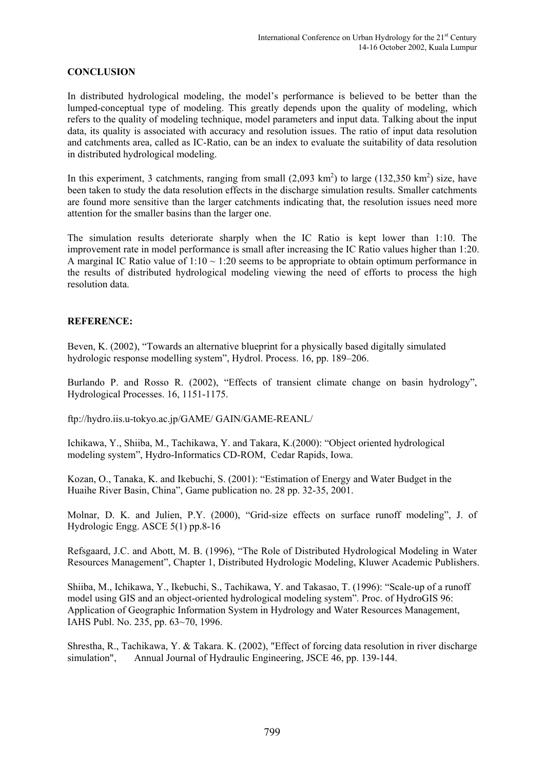**CONCLUSION**

In distributed hydrological modeling, the model's performance is believed to be better than the lumped-conceptual type of modeling. This greatly depends upon the quality of modeling, which refers to the quality of modeling technique, model parameters and input data. Talking about the input data, its quality is associated with accuracy and resolution issues. The ratio of input data resolution and catchments area, called as IC-Ratio, can be an index to evaluate the suitability of data resolution in distributed hydrological modeling.

In this experiment, 3 catchments, ranging from small (2,093 $km^2$) to large (132,350 $km^2$) size, have been taken to study the data resolution effects in the discharge simulation results. Smaller catchments are found more sensitive than the larger catchments indicating that, the resolution issues need more attention for the smaller basins than the larger one.

The simulation results deteriorate sharply when the IC Ratio is kept lower than 1:10. The improvement rate in model performance is small after increasing the IC Ratio values higher than 1:20. A marginal IC Ratio value of 1:10 ~ 1:20 seems to be appropriate to obtain optimum performance in the results of distributed hydrological modeling viewing the need of efforts to process the high resolution data.

**REFERENCE:**

Beven, K. (2002), "Towards an alternative blueprint for a physically based digitally simulated hydrologic response modelling system", Hydrol. Process. 16, pp. 189–206.

Burlando P. and Rosso R. (2002), "Effects of transient climate change on basin hydrology", Hydrological Processes. 16, 1151-1175.

ftp://hydro.iis.u-tokyo.ac.jp/GAME/ GAIN/GAME-REANL/

Ichikawa, Y., Shiiba, M., Tachikawa, Y. and Takara, K.(2000): "Object oriented hydrological modeling system", Hydro-Informatics CD-ROM, Cedar Rapids, Iowa.

Kozan, O., Tanaka, K. and Ikebuchi, S. (2001): "Estimation of Energy and Water Budget in the Huaihe River Basin, China", Game publication no. 28 pp. 32-35, 2001.

Molnar, D. K. and Julien, P.Y. (2000), "Grid-size effects on surface runoff modeling", J. of Hydrologic Engg. ASCE 5(1) pp.8-16

Refsgaard, J.C. and Abott, M. B. (1996), "The Role of Distributed Hydrological Modeling in Water Resources Management", Chapter 1, Distributed Hydrologic Modeling, Kluwer Academic Publishers.

Shiiba, M., Ichikawa, Y., Ikebuchi, S., Tachikawa, Y. and Takasao, T. (1996): "Scale-up of a runoff model using GIS and an object-oriented hydrological modeling system". Proc. of HydroGIS 96: Application of Geographic Information System in Hydrology and Water Resources Management, IAHS Publ. No. 235, pp. 63~70, 1996.

Shrestha, R., Tachikawa, Y. & Takara. K. (2002), "Effect of forcing data resolution in river discharge simulation", Annual Journal of Hydraulic Engineering, JSCE 46, pp. 139-144.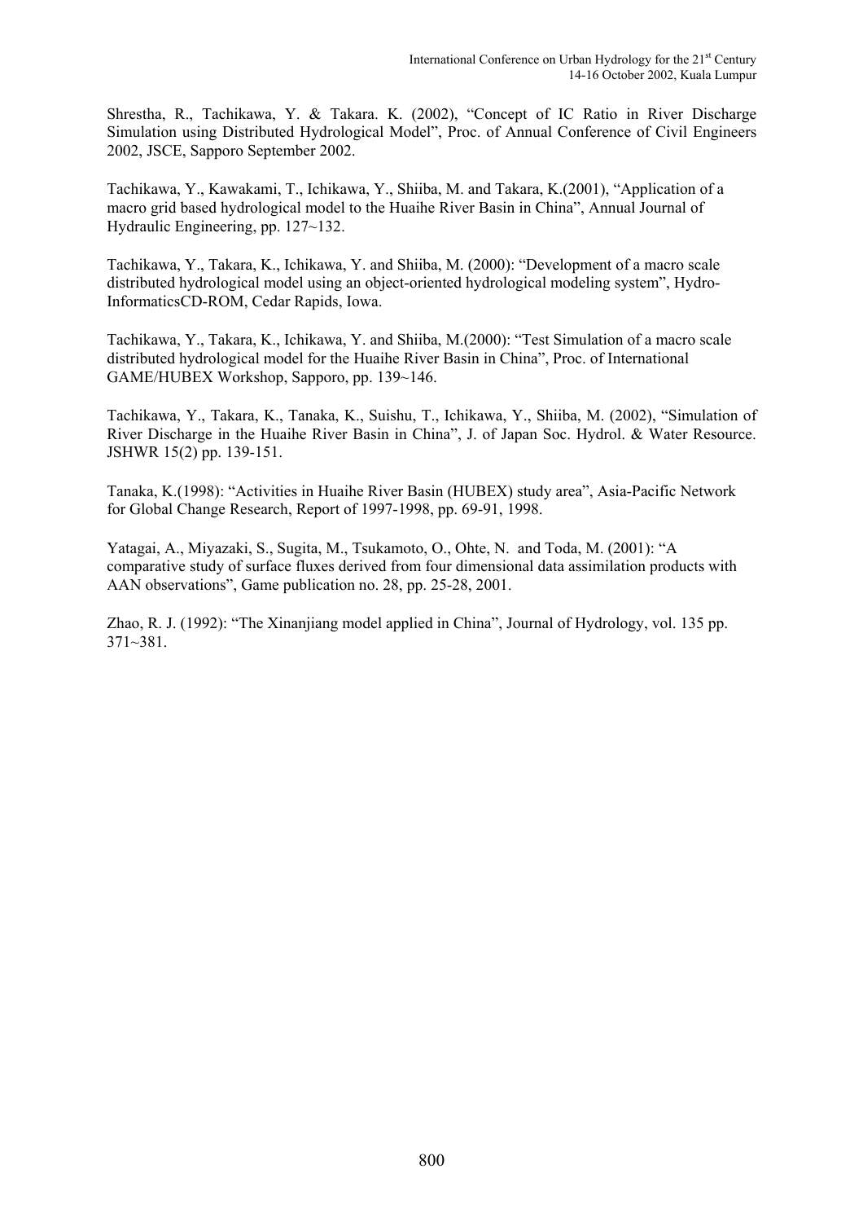Shrestha, R., Tachikawa, Y. & Takara. K. (2002), "Concept of IC Ratio in River Discharge Simulation using Distributed Hydrological Model", Proc. of Annual Conference of Civil Engineers 2002, JSCE, Sapporo September 2002.

Tachikawa, Y., Kawakami, T., Ichikawa, Y., Shiiba, M. and Takara, K.(2001), "Application of a macro grid based hydrological model to the Huaihe River Basin in China", Annual Journal of Hydraulic Engineering, pp. 127~132.

Tachikawa, Y., Takara, K., Ichikawa, Y. and Shiiba, M. (2000): "Development of a macro scale distributed hydrological model using an object-oriented hydrological modeling system", Hydro-InformaticsCD-ROM, Cedar Rapids, Iowa.

Tachikawa, Y., Takara, K., Ichikawa, Y. and Shiiba, M.(2000): "Test Simulation of a macro scale distributed hydrological model for the Huaihe River Basin in China", Proc. of International GAME/HUBEX Workshop, Sapporo, pp. 139~146.

Tachikawa, Y., Takara, K., Tanaka, K., Suishu, T., Ichikawa, Y., Shiiba, M. (2002), "Simulation of River Discharge in the Huaihe River Basin in China", J. of Japan Soc. Hydrol. & Water Resource. JSHWR 15(2) pp. 139-151.

Tanaka, K.(1998): "Activities in Huaihe River Basin (HUBEX) study area", Asia-Pacific Network for Global Change Research, Report of 1997-1998, pp. 69-91, 1998.

Yatagai, A., Miyazaki, S., Sugita, M., Tsukamoto, O., Ohte, N. and Toda, M. (2001): "A comparative study of surface fluxes derived from four dimensional data assimilation products with AAN observations", Game publication no. 28, pp. 25-28, 2001.

Zhao, R. J. (1992): "The Xinanjiang model applied in China", Journal of Hydrology, vol. 135 pp. 371~381.